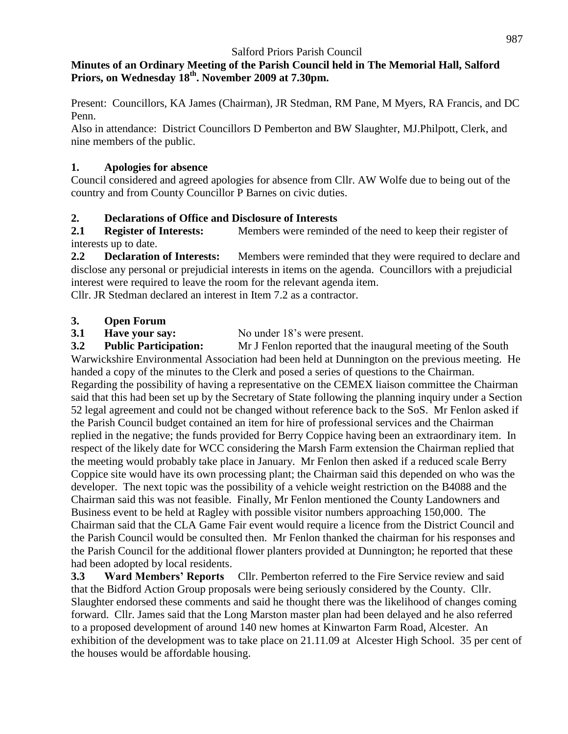Salford Priors Parish Council

**Minutes of an Ordinary Meeting of the Parish Council held in The Memorial Hall, Salford Priors, on Wednesday 18th. November 2009 at 7.30pm.**

Present: Councillors, KA James (Chairman), JR Stedman, RM Pane, M Myers, RA Francis, and DC Penn.

Also in attendance: District Councillors D Pemberton and BW Slaughter, MJ.Philpott, Clerk, and nine members of the public.

## 1. Apologies for absence

Council considered and agreed apologies for absence from Cllr. AW Wolfe due to being out of the country and from County Councillor P Barnes on civic duties.

## 2. Declarations of Office and Disclosure of Interests

**2.1 Register of Interests:** Members were reminded of the need to keep their register of interests up to date.

**2.2 Declaration of Interests:** Members were reminded that they were required to declare and disclose any personal or prejudicial interests in items on the agenda. Councillors with a prejudicial interest were required to leave the room for the relevant agenda item.

Cllr. JR Stedman declared an interest in Item 7.2 as a contractor.

## 3. Open Forum

**3.1 Have your say:** No under 18's were present.

**3.2 Public Participation:** Mr J Fenlon reported that the inaugural meeting of the South Warwickshire Environmental Association had been held at Dunnington on the previous meeting. He handed a copy of the minutes to the Clerk and posed a series of questions to the Chairman. Regarding the possibility of having a representative on the CEMEX liaison committee the Chairman said that this had been set up by the Secretary of State following the planning inquiry under a Section 52 legal agreement and could not be changed without reference back to the SoS. Mr Fenlon asked if the Parish Council budget contained an item for hire of professional services and the Chairman replied in the negative; the funds provided for Berry Coppice having been an extraordinary item. In respect of the likely date for WCC considering the Marsh Farm extension the Chairman replied that the meeting would probably take place in January. Mr Fenlon then asked if a reduced scale Berry Coppice site would have its own processing plant; the Chairman said this depended on who was the developer. The next topic was the possibility of a vehicle weight restriction on the B4088 and the Chairman said this was not feasible. Finally, Mr Fenlon mentioned the County Landowners and Business event to be held at Ragley with possible visitor numbers approaching 150,000. The Chairman said that the CLA Game Fair event would require a licence from the District Council and the Parish Council would be consulted then. Mr Fenlon thanked the chairman for his responses and the Parish Council for the additional flower planters provided at Dunnington; he reported that these had been adopted by local residents.

**3.3 Ward Members' Reports** Cllr. Pemberton referred to the Fire Service review and said that the Bidford Action Group proposals were being seriously considered by the County. Cllr. Slaughter endorsed these comments and said he thought there was the likelihood of changes coming forward. Cllr. James said that the Long Marston master plan had been delayed and he also referred to a proposed development of around 140 new homes at Kinwarton Farm Road, Alcester. An exhibition of the development was to take place on 21.11.09 at Alcester High School. 35 per cent of the houses would be affordable housing.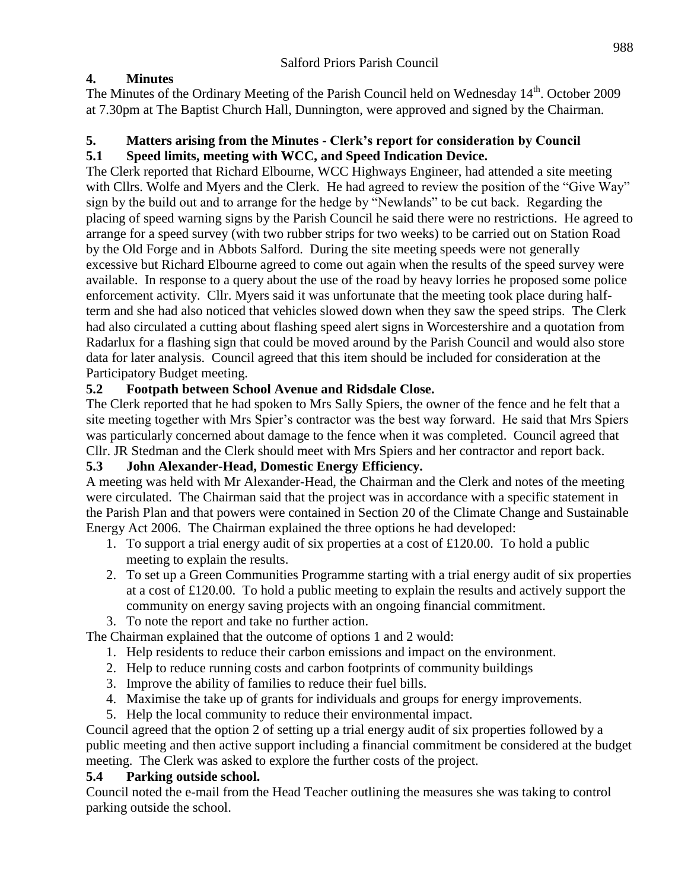# Salford Priors Parish Council

## 4. Minutes

The Minutes of the Ordinary Meeting of the Parish Council held on Wednesday 14th. October 2009 at 7.30pm at The Baptist Church Hall, Dunnington, were approved and signed by the Chairman.

## 5. Matters arising from the Minutes - Clerk's report for consideration by Council

### 5.1 Speed limits, meeting with WCC, and Speed Indication Device.

The Clerk reported that Richard Elbourne, WCC Highways Engineer, had attended a site meeting with Cllrs. Wolfe and Myers and the Clerk. He had agreed to review the position of the "Give Way" sign by the build out and to arrange for the hedge by "Newlands" to be cut back. Regarding the placing of speed warning signs by the Parish Council he said there were no restrictions. He agreed to arrange for a speed survey (with two rubber strips for two weeks) to be carried out on Station Road by the Old Forge and in Abbots Salford. During the site meeting speeds were not generally excessive but Richard Elbourne agreed to come out again when the results of the speed survey were available. In response to a query about the use of the road by heavy lorries he proposed some police enforcement activity. Cllr. Myers said it was unfortunate that the meeting took place during half-term and she had also noticed that vehicles slowed down when they saw the speed strips. The Clerk had also circulated a cutting about flashing speed alert signs in Worcestershire and a quotation from Radarlux for a flashing sign that could be moved around by the Parish Council and would also store data for later analysis. Council agreed that this item should be included for consideration at the Participatory Budget meeting.

### 5.2 Footpath between School Avenue and Ridsdale Close.

The Clerk reported that he had spoken to Mrs Sally Spiers, the owner of the fence and he felt that a site meeting together with Mrs Spier's contractor was the best way forward. He said that Mrs Spiers was particularly concerned about damage to the fence when it was completed. Council agreed that Cllr. JR Stedman and the Clerk should meet with Mrs Spiers and her contractor and report back.

### 5.3 John Alexander-Head, Domestic Energy Efficiency.

A meeting was held with Mr Alexander-Head, the Chairman and the Clerk and notes of the meeting were circulated. The Chairman said that the project was in accordance with a specific statement in the Parish Plan and that powers were contained in Section 20 of the Climate Change and Sustainable Energy Act 2006. The Chairman explained the three options he had developed:

1. To support a trial energy audit of six properties at a cost of £120.00. To hold a public meeting to explain the results.
2. To set up a Green Communities Programme starting with a trial energy audit of six properties at a cost of £120.00. To hold a public meeting to explain the results and actively support the community on energy saving projects with an ongoing financial commitment.
3. To note the report and take no further action.

The Chairman explained that the outcome of options 1 and 2 would:

1. Help residents to reduce their carbon emissions and impact on the environment.
2. Help to reduce running costs and carbon footprints of community buildings
3. Improve the ability of families to reduce their fuel bills.
4. Maximise the take up of grants for individuals and groups for energy improvements.
5. Help the local community to reduce their environmental impact.

Council agreed that the option 2 of setting up a trial energy audit of six properties followed by a public meeting and then active support including a financial commitment be considered at the budget meeting. The Clerk was asked to explore the further costs of the project.

### 5.4 Parking outside school.

Council noted the e-mail from the Head Teacher outlining the measures she was taking to control parking outside the school.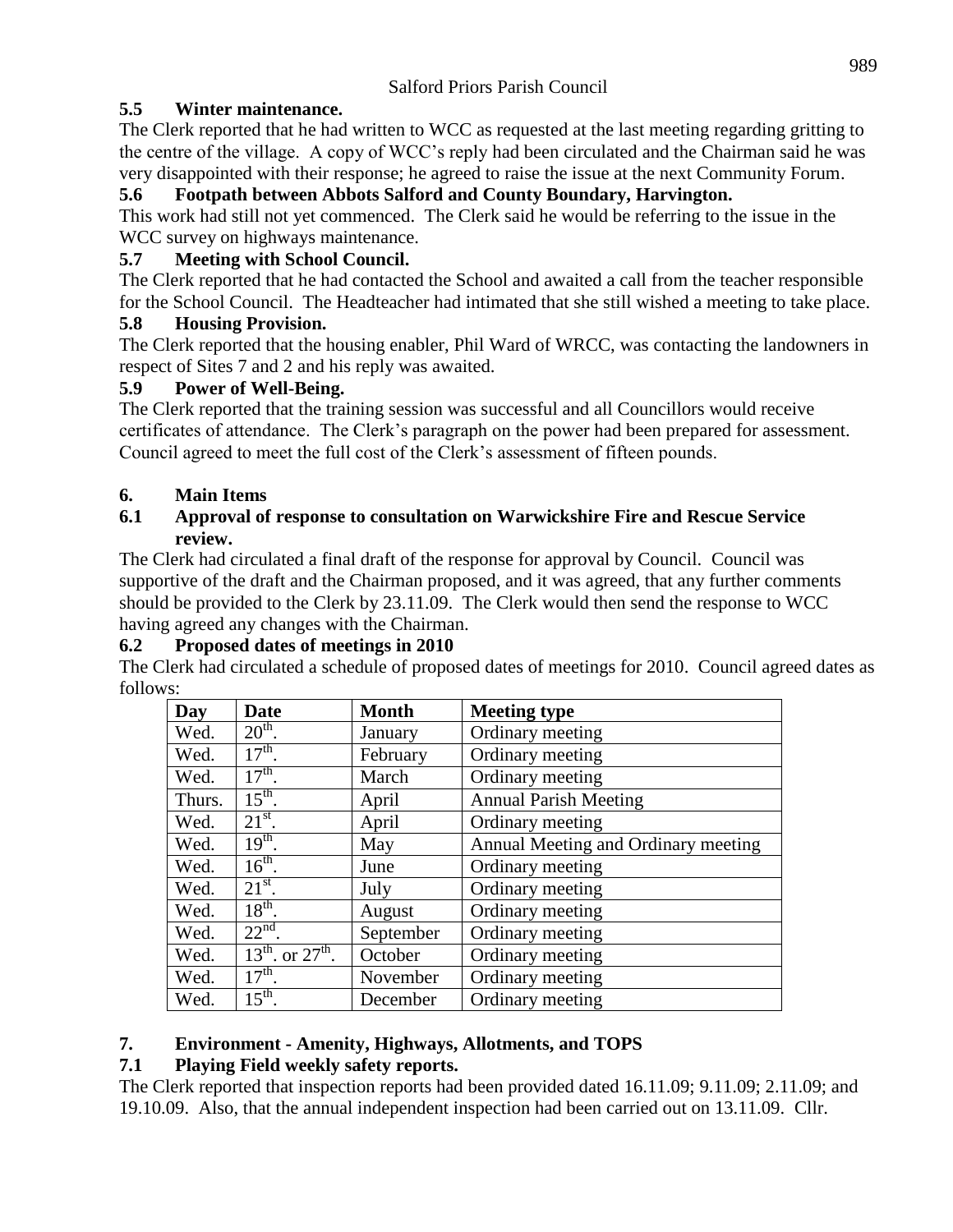### 5.5 Winter maintenance.

The Clerk reported that he had written to WCC as requested at the last meeting regarding gritting to the centre of the village. A copy of WCC's reply had been circulated and the Chairman said he was very disappointed with their response; he agreed to raise the issue at the next Community Forum.

### 5.6 Footpath between Abbots Salford and County Boundary, Harvington.

This work had still not yet commenced. The Clerk said he would be referring to the issue in the WCC survey on highways maintenance.

### 5.7 Meeting with School Council.

The Clerk reported that he had contacted the School and awaited a call from the teacher responsible for the School Council. The Headteacher had intimated that she still wished a meeting to take place.

### 5.8 Housing Provision.

The Clerk reported that the housing enabler, Phil Ward of WRCC, was contacting the landowners in respect of Sites 7 and 2 and his reply was awaited.

### 5.9 Power of Well-Being.

The Clerk reported that the training session was successful and all Councillors would receive certificates of attendance. The Clerk's paragraph on the power had been prepared for assessment. Council agreed to meet the full cost of the Clerk's assessment of fifteen pounds.

## 6. Main Items

### 6.1 Approval of response to consultation on Warwickshire Fire and Rescue Service review.

The Clerk had circulated a final draft of the response for approval by Council. Council was supportive of the draft and the Chairman proposed, and it was agreed, that any further comments should be provided to the Clerk by 23.11.09. The Clerk would then send the response to WCC having agreed any changes with the Chairman.

### 6.2 Proposed dates of meetings in 2010

The Clerk had circulated a schedule of proposed dates of meetings for 2010. Council agreed dates as follows:

| Day | Date | Month | Meeting type |
|---|---|---|---|
| Wed. | 20th. | January | Ordinary meeting |
| Wed. | 17th. | February | Ordinary meeting |
| Wed. | 17th. | March | Ordinary meeting |
| Thurs. | 15th. | April | Annual Parish Meeting |
| Wed. | 21st. | April | Ordinary meeting |
| Wed. | 19th. | May | Annual Meeting and Ordinary meeting |
| Wed. | 16th. | June | Ordinary meeting |
| Wed. | 21st. | July | Ordinary meeting |
| Wed. | 18th. | August | Ordinary meeting |
| Wed. | 22nd. | September | Ordinary meeting |
| Wed. | 13th. or 27th. | October | Ordinary meeting |
| Wed. | 17th. | November | Ordinary meeting |
| Wed. | 15th. | December | Ordinary meeting |

## 7. Environment - Amenity, Highways, Allotments, and TOPS

### 7.1 Playing Field weekly safety reports.

The Clerk reported that inspection reports had been provided dated 16.11.09; 9.11.09; 2.11.09; and 19.10.09. Also, that the annual independent inspection had been carried out on 13.11.09. Cllr.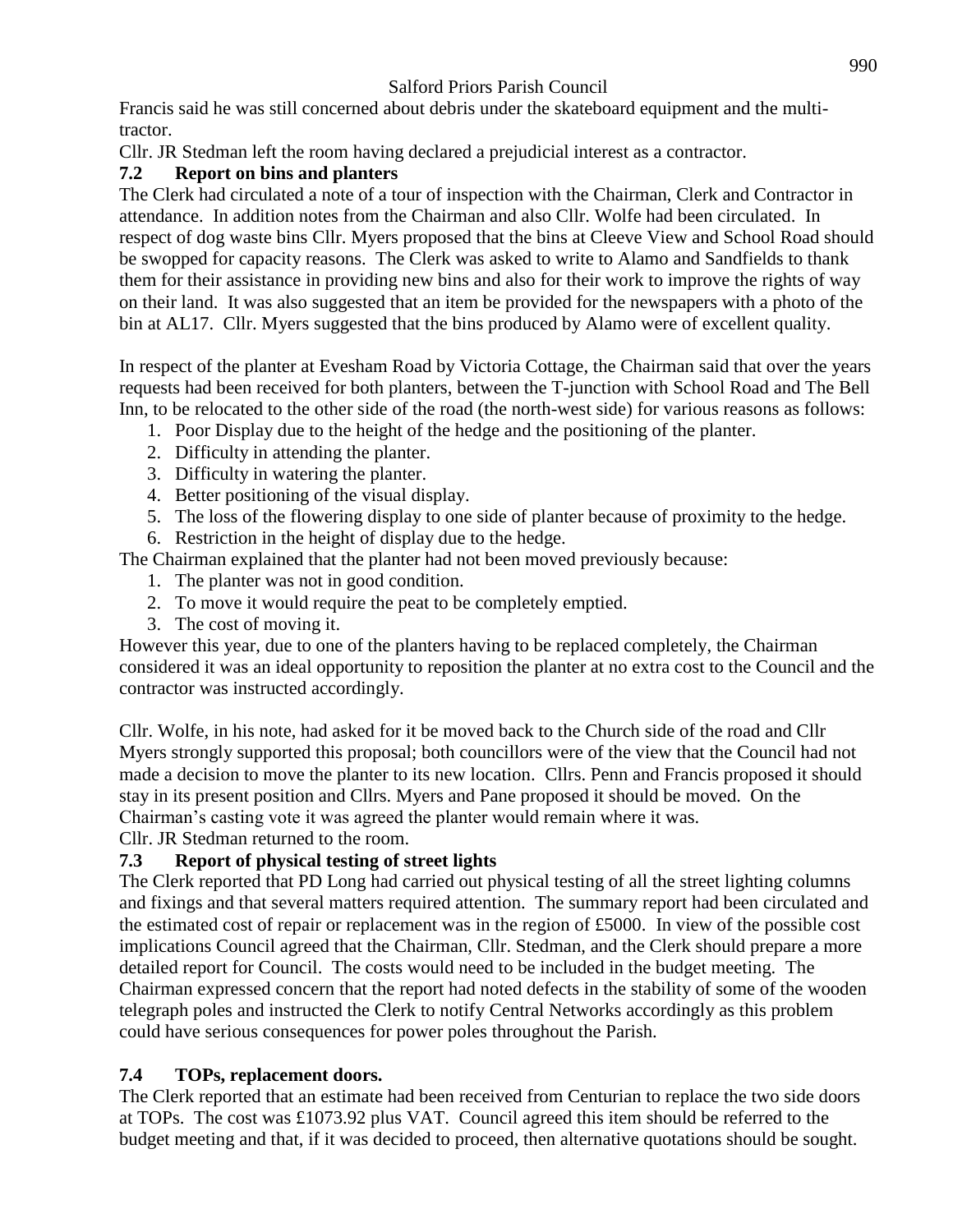Francis said he was still concerned about debris under the skateboard equipment and the multi-tractor.

Cllr. JR Stedman left the room having declared a prejudicial interest as a contractor.

### 7.2 Report on bins and planters

The Clerk had circulated a note of a tour of inspection with the Chairman, Clerk and Contractor in attendance. In addition notes from the Chairman and also Cllr. Wolfe had been circulated. In respect of dog waste bins Cllr. Myers proposed that the bins at Cleeve View and School Road should be swopped for capacity reasons. The Clerk was asked to write to Alamo and Sandfields to thank them for their assistance in providing new bins and also for their work to improve the rights of way on their land. It was also suggested that an item be provided for the newspapers with a photo of the bin at AL17. Cllr. Myers suggested that the bins produced by Alamo were of excellent quality.

In respect of the planter at Evesham Road by Victoria Cottage, the Chairman said that over the years requests had been received for both planters, between the T-junction with School Road and The Bell Inn, to be relocated to the other side of the road (the north-west side) for various reasons as follows:

1. Poor Display due to the height of the hedge and the positioning of the planter.
2. Difficulty in attending the planter.
3. Difficulty in watering the planter.
4. Better positioning of the visual display.
5. The loss of the flowering display to one side of planter because of proximity to the hedge.
6. Restriction in the height of display due to the hedge.

The Chairman explained that the planter had not been moved previously because:

1. The planter was not in good condition.
2. To move it would require the peat to be completely emptied.
3. The cost of moving it.

However this year, due to one of the planters having to be replaced completely, the Chairman considered it was an ideal opportunity to reposition the planter at no extra cost to the Council and the contractor was instructed accordingly.

Cllr. Wolfe, in his note, had asked for it be moved back to the Church side of the road and Cllr Myers strongly supported this proposal; both councillors were of the view that the Council had not made a decision to move the planter to its new location. Cllrs. Penn and Francis proposed it should stay in its present position and Cllrs. Myers and Pane proposed it should be moved. On the Chairman's casting vote it was agreed the planter would remain where it was.

Cllr. JR Stedman returned to the room.

### 7.3 Report of physical testing of street lights

The Clerk reported that PD Long had carried out physical testing of all the street lighting columns and fixings and that several matters required attention. The summary report had been circulated and the estimated cost of repair or replacement was in the region of £5000. In view of the possible cost implications Council agreed that the Chairman, Cllr. Stedman, and the Clerk should prepare a more detailed report for Council. The costs would need to be included in the budget meeting. The Chairman expressed concern that the report had noted defects in the stability of some of the wooden telegraph poles and instructed the Clerk to notify Central Networks accordingly as this problem could have serious consequences for power poles throughout the Parish.

### 7.4 TOPs, replacement doors.

The Clerk reported that an estimate had been received from Centurian to replace the two side doors at TOPs. The cost was £1073.92 plus VAT. Council agreed this item should be referred to the budget meeting and that, if it was decided to proceed, then alternative quotations should be sought.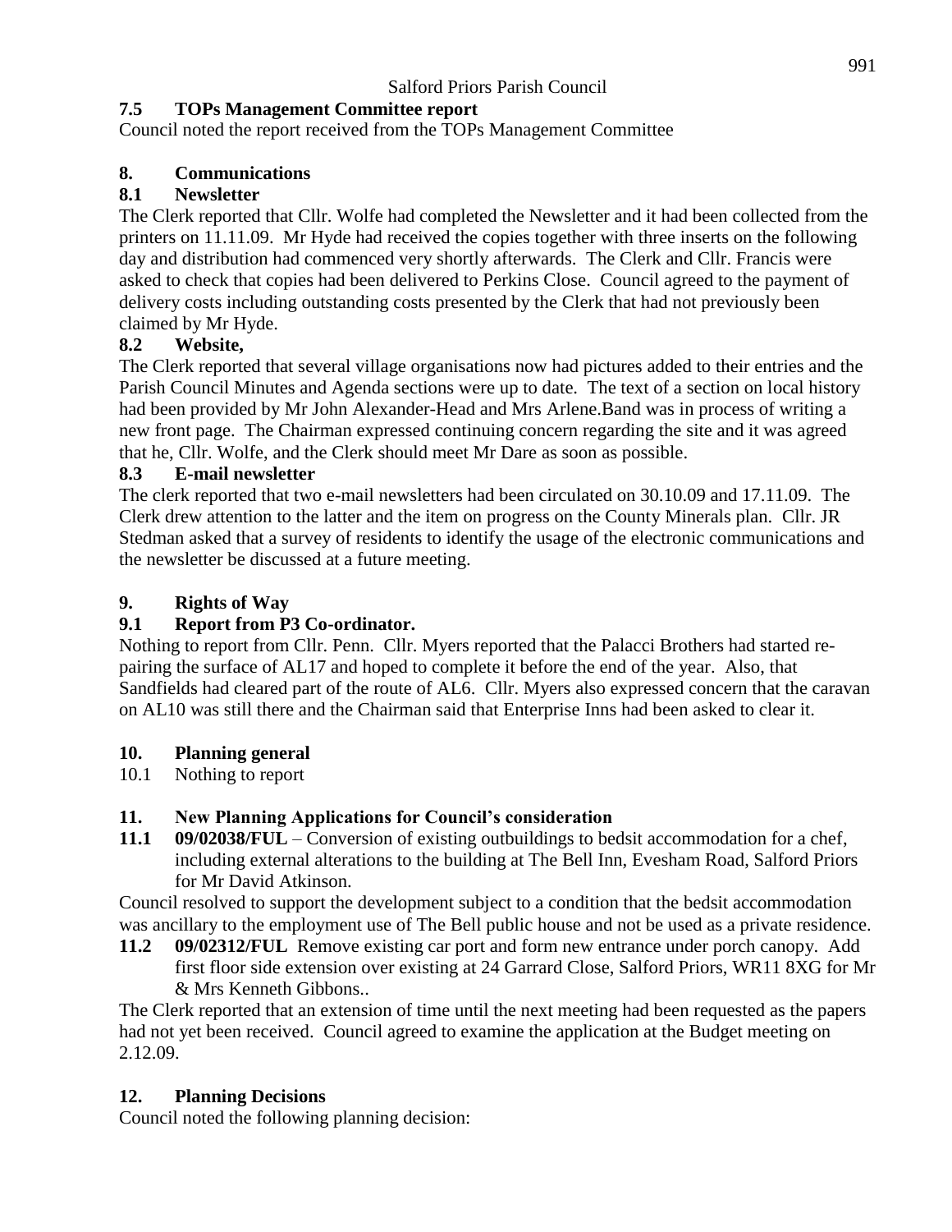### 7.5 TOPs Management Committee report

Council noted the report received from the TOPs Management Committee

## 8. Communications

### 8.1 Newsletter

The Clerk reported that Cllr. Wolfe had completed the Newsletter and it had been collected from the printers on 11.11.09. Mr Hyde had received the copies together with three inserts on the following day and distribution had commenced very shortly afterwards. The Clerk and Cllr. Francis were asked to check that copies had been delivered to Perkins Close. Council agreed to the payment of delivery costs including outstanding costs presented by the Clerk that had not previously been claimed by Mr Hyde.

### 8.2 Website,

The Clerk reported that several village organisations now had pictures added to their entries and the Parish Council Minutes and Agenda sections were up to date. The text of a section on local history had been provided by Mr John Alexander-Head and Mrs Arlene.Band was in process of writing a new front page. The Chairman expressed continuing concern regarding the site and it was agreed that he, Cllr. Wolfe, and the Clerk should meet Mr Dare as soon as possible.

### 8.3 E-mail newsletter

The clerk reported that two e-mail newsletters had been circulated on 30.10.09 and 17.11.09. The Clerk drew attention to the latter and the item on progress on the County Minerals plan. Cllr. JR Stedman asked that a survey of residents to identify the usage of the electronic communications and the newsletter be discussed at a future meeting.

## 9. Rights of Way

### 9.1 Report from P3 Co-ordinator.

Nothing to report from Cllr. Penn. Cllr. Myers reported that the Palacci Brothers had started re-pairing the surface of AL17 and hoped to complete it before the end of the year. Also, that Sandfields had cleared part of the route of AL6. Cllr. Myers also expressed concern that the caravan on AL10 was still there and the Chairman said that Enterprise Inns had been asked to clear it.

## 10. Planning general

10.1 Nothing to report

## 11. New Planning Applications for Council's consideration

**11.1 09/02038/FUL** – Conversion of existing outbuildings to bedsit accommodation for a chef, including external alterations to the building at The Bell Inn, Evesham Road, Salford Priors for Mr David Atkinson.

Council resolved to support the development subject to a condition that the bedsit accommodation was ancillary to the employment use of The Bell public house and not be used as a private residence.

**11.2 09/02312/FUL** Remove existing car port and form new entrance under porch canopy. Add first floor side extension over existing at 24 Garrard Close, Salford Priors, WR11 8XG for Mr & Mrs Kenneth Gibbons..

The Clerk reported that an extension of time until the next meeting had been requested as the papers had not yet been received. Council agreed to examine the application at the Budget meeting on 2.12.09.

## 12. Planning Decisions

Council noted the following planning decision: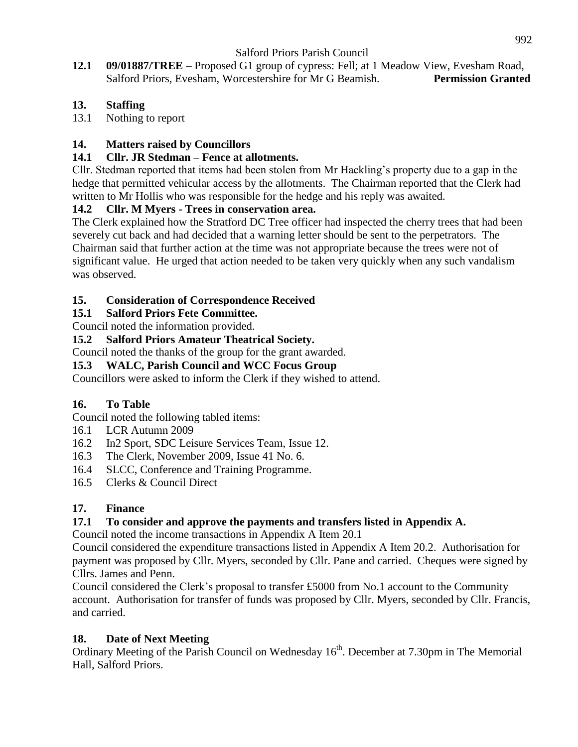**12.1 09/01887/TREE** – Proposed G1 group of cypress: Fell; at 1 Meadow View, Evesham Road, Salford Priors, Evesham, Worcestershire for Mr G Beamish. **Permission Granted**

## 13. Staffing

13.1 Nothing to report

## 14. Matters raised by Councillors

### 14.1 Cllr. JR Stedman – Fence at allotments.

Cllr. Stedman reported that items had been stolen from Mr Hackling's property due to a gap in the hedge that permitted vehicular access by the allotments. The Chairman reported that the Clerk had written to Mr Hollis who was responsible for the hedge and his reply was awaited.

### 14.2 Cllr. M Myers - Trees in conservation area.

The Clerk explained how the Stratford DC Tree officer had inspected the cherry trees that had been severely cut back and had decided that a warning letter should be sent to the perpetrators. The Chairman said that further action at the time was not appropriate because the trees were not of significant value. He urged that action needed to be taken very quickly when any such vandalism was observed.

## 15. Consideration of Correspondence Received

### 15.1 Salford Priors Fete Committee.

Council noted the information provided.

### 15.2 Salford Priors Amateur Theatrical Society.

Council noted the thanks of the group for the grant awarded.

### 15.3 WALC, Parish Council and WCC Focus Group

Councillors were asked to inform the Clerk if they wished to attend.

## 16. To Table

Council noted the following tabled items:

16.1 LCR Autumn 2009
16.2 In2 Sport, SDC Leisure Services Team, Issue 12.
16.3 The Clerk, November 2009, Issue 41 No. 6.
16.4 SLCC, Conference and Training Programme.
16.5 Clerks & Council Direct

## 17. Finance

### 17.1 To consider and approve the payments and transfers listed in Appendix A.

Council noted the income transactions in Appendix A Item 20.1

Council considered the expenditure transactions listed in Appendix A Item 20.2. Authorisation for payment was proposed by Cllr. Myers, seconded by Cllr. Pane and carried. Cheques were signed by Cllrs. James and Penn.

Council considered the Clerk's proposal to transfer £5000 from No.1 account to the Community account. Authorisation for transfer of funds was proposed by Cllr. Myers, seconded by Cllr. Francis, and carried.

## 18. Date of Next Meeting

Ordinary Meeting of the Parish Council on Wednesday 16th. December at 7.30pm in The Memorial Hall, Salford Priors.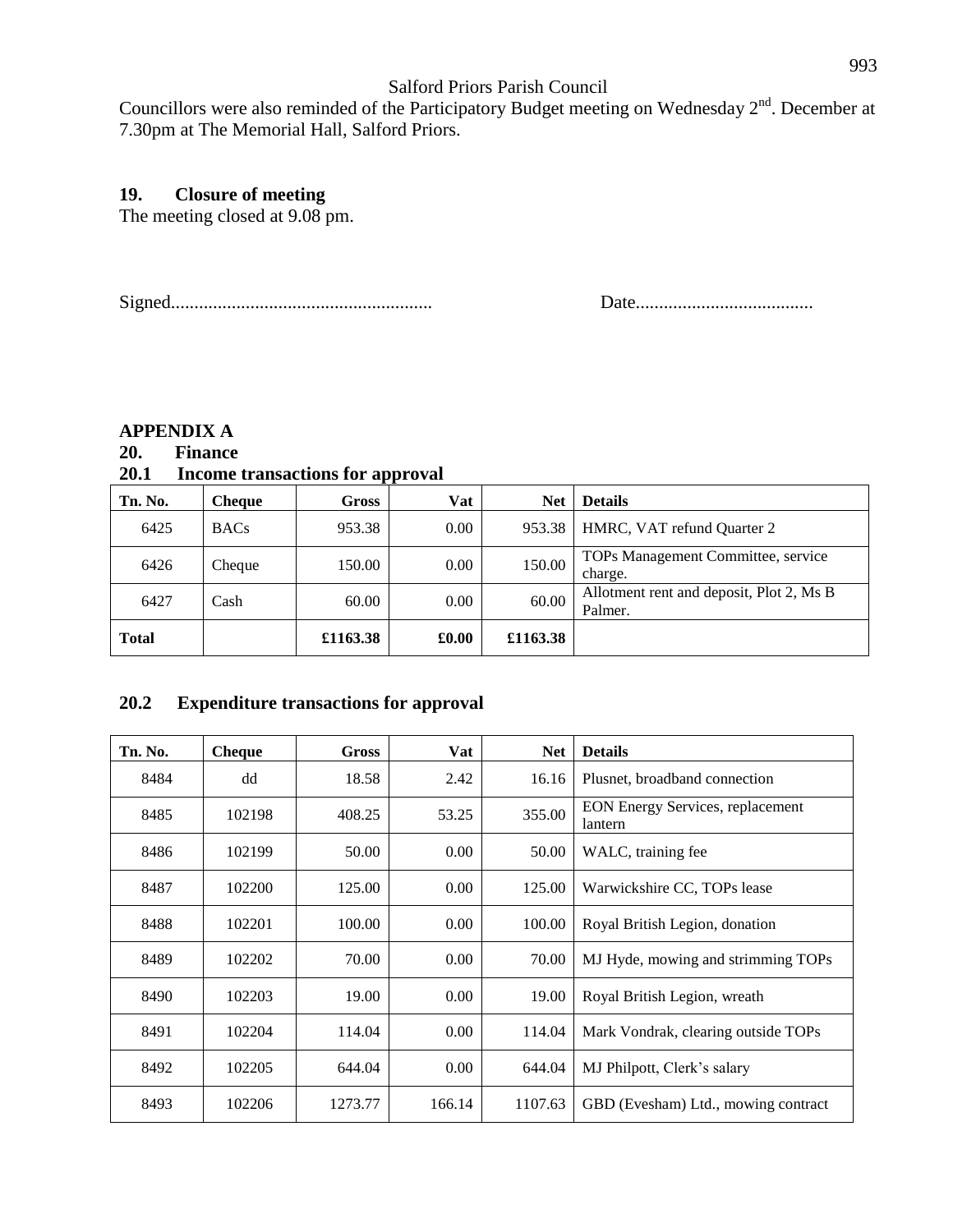Councillors were also reminded of the Participatory Budget meeting on Wednesday 2nd. December at 7.30pm at The Memorial Hall, Salford Priors.

**19. Closure of meeting**

The meeting closed at 9.08 pm.

Signed....................................................... Date......................................

## APPENDIX A

### 20. Finance

### 20.1 Income transactions for approval

| Tn. No. | Cheque | Gross | Vat | Net | Details |
|---|---|---|---|---|---|
| 6425 | BACs | 953.38 | 0.00 | 953.38 | HMRC, VAT refund Quarter 2 |
| 6426 | Cheque | 150.00 | 0.00 | 150.00 | TOPs Management Committee, service charge. |
| 6427 | Cash | 60.00 | 0.00 | 60.00 | Allotment rent and deposit, Plot 2, Ms B Palmer. |
| **Total** | | **£1163.38** | **£0.00** | **£1163.38** | |

### 20.2 Expenditure transactions for approval

| Tn. No. | Cheque | Gross | Vat | Net | Details |
|---|---|---|---|---|---|
| 8484 | dd | 18.58 | 2.42 | 16.16 | Plusnet, broadband connection |
| 8485 | 102198 | 408.25 | 53.25 | 355.00 | EON Energy Services, replacement lantern |
| 8486 | 102199 | 50.00 | 0.00 | 50.00 | WALC, training fee |
| 8487 | 102200 | 125.00 | 0.00 | 125.00 | Warwickshire CC, TOPs lease |
| 8488 | 102201 | 100.00 | 0.00 | 100.00 | Royal British Legion, donation |
| 8489 | 102202 | 70.00 | 0.00 | 70.00 | MJ Hyde, mowing and strimming TOPs |
| 8490 | 102203 | 19.00 | 0.00 | 19.00 | Royal British Legion, wreath |
| 8491 | 102204 | 114.04 | 0.00 | 114.04 | Mark Vondrak, clearing outside TOPs |
| 8492 | 102205 | 644.04 | 0.00 | 644.04 | MJ Philpott, Clerk's salary |
| 8493 | 102206 | 1273.77 | 166.14 | 1107.63 | GBD (Evesham) Ltd., mowing contract |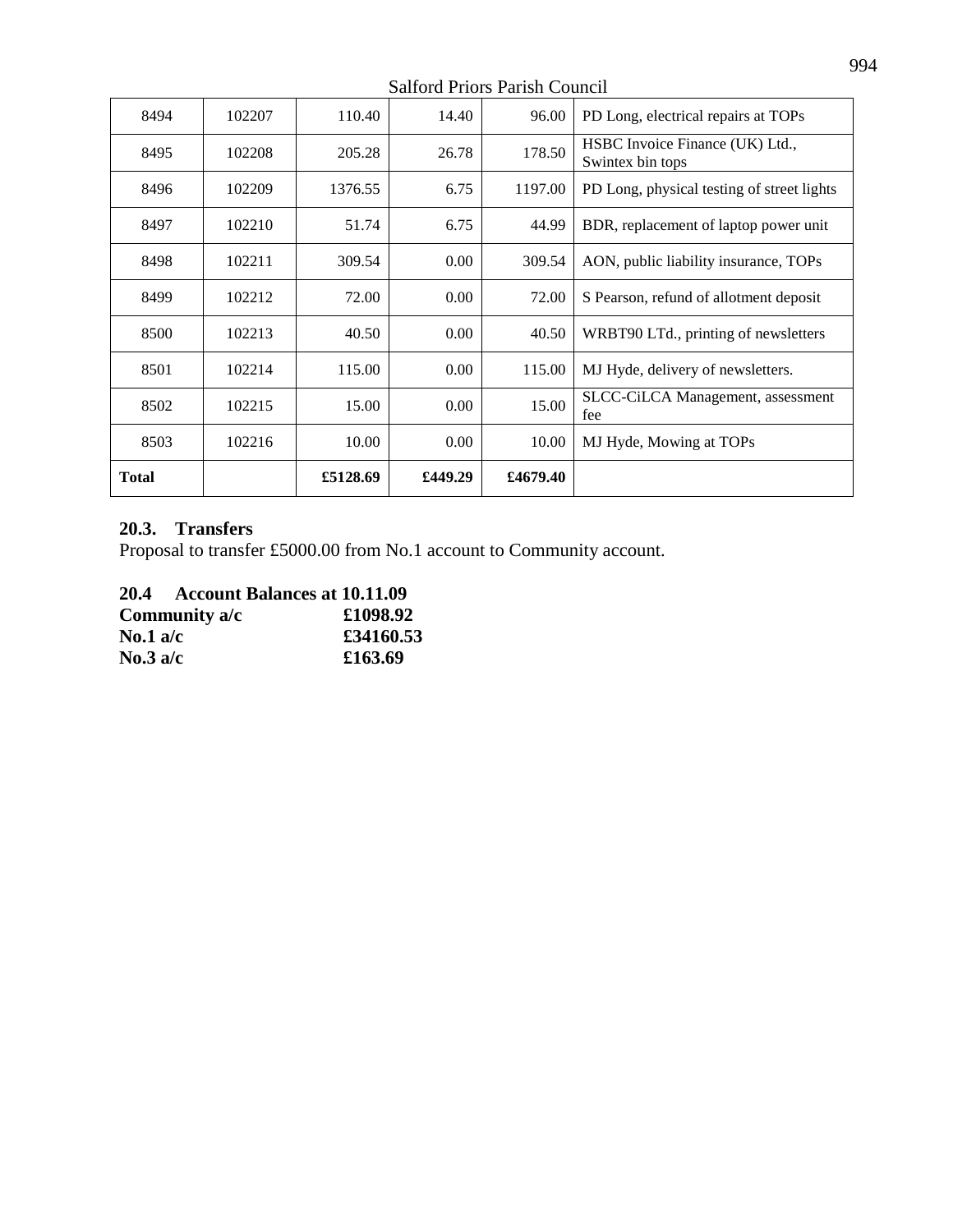| | | | | | |
|---|---|---|---|---|---|
| 8494 | 102207 | 110.40 | 14.40 | 96.00 | PD Long, electrical repairs at TOPs |
| 8495 | 102208 | 205.28 | 26.78 | 178.50 | HSBC Invoice Finance (UK) Ltd., Swintex bin tops |
| 8496 | 102209 | 1376.55 | 6.75 | 1197.00 | PD Long, physical testing of street lights |
| 8497 | 102210 | 51.74 | 6.75 | 44.99 | BDR, replacement of laptop power unit |
| 8498 | 102211 | 309.54 | 0.00 | 309.54 | AON, public liability insurance, TOPs |
| 8499 | 102212 | 72.00 | 0.00 | 72.00 | S Pearson, refund of allotment deposit |
| 8500 | 102213 | 40.50 | 0.00 | 40.50 | WRBT90 LTd., printing of newsletters |
| 8501 | 102214 | 115.00 | 0.00 | 115.00 | MJ Hyde, delivery of newsletters. |
| 8502 | 102215 | 15.00 | 0.00 | 15.00 | SLCC-CiLCA Management, assessment fee |
| 8503 | 102216 | 10.00 | 0.00 | 10.00 | MJ Hyde, Mowing at TOPs |
| **Total** | | **£5128.69** | **£449.29** | **£4679.40** | |

### 20.3. Transfers

Proposal to transfer £5000.00 from No.1 account to Community account.

### 20.4 Account Balances at 10.11.09

**Community a/c** **£1098.92**
**No.1 a/c** **£34160.53**
**No.3 a/c** **£163.69**